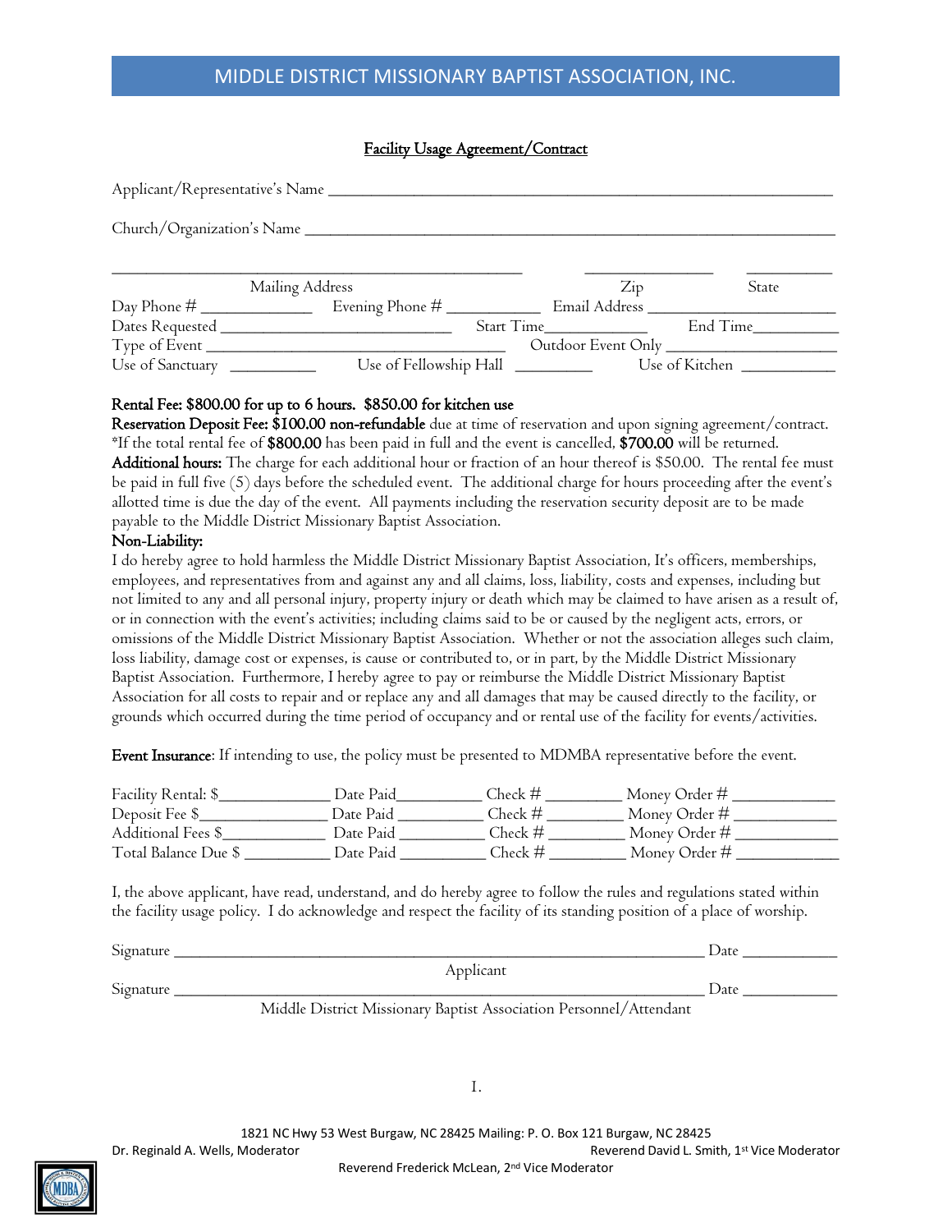# MIDDLE DISTRICT MISSIONARY BAPTIST ASSOCIATION, INC.

## Facility Usage Agreement/Contract

Applicant/Representative's Name ___________________________________________________________

Church/Organization's Name ______________________________________________________________

_____________________________________________ ______________ __________
Mailing Address Zip State

Day Phone # _____________ Evening Phone # ___________ Email Address ____________________

Dates Requested __________________________ Start Time____________ End Time__________

Type of Event ___________________________________ Outdoor Event Only ___________________

Use of Sanctuary __________ Use of Fellowship Hall _________ Use of Kitchen ___________

**Rental Fee: $800.00 for up to 6 hours. $850.00 for kitchen use**

**Reservation Deposit Fee: $100.00 non-refundable** due at time of reservation and upon signing agreement/contract. *If the total rental fee of **$800.00** has been paid in full and the event is cancelled, **$700.00** will be returned.

**Additional hours:** The charge for each additional hour or fraction of an hour thereof is $50.00. The rental fee must be paid in full five (5) days before the scheduled event. The additional charge for hours proceeding after the event's allotted time is due the day of the event. All payments including the reservation security deposit are to be made payable to the Middle District Missionary Baptist Association.

**Non-Liability:**

I do hereby agree to hold harmless the Middle District Missionary Baptist Association, It's officers, memberships, employees, and representatives from and against any and all claims, loss, liability, costs and expenses, including but not limited to any and all personal injury, property injury or death which may be claimed to have arisen as a result of, or in connection with the event's activities; including claims said to be or caused by the negligent acts, errors, or omissions of the Middle District Missionary Baptist Association. Whether or not the association alleges such claim, loss liability, damage cost or expenses, is cause or contributed to, or in part, by the Middle District Missionary Baptist Association. Furthermore, I hereby agree to pay or reimburse the Middle District Missionary Baptist Association for all costs to repair and or replace any and all damages that may be caused directly to the facility, or grounds which occurred during the time period of occupancy and or rental use of the facility for events/activities.

**Event Insurance**: If intending to use, the policy must be presented to MDMBA representative before the event.

Facility Rental: $_____________ Date Paid__________ Check # _________ Money Order # ____________

Deposit Fee $______________ Date Paid __________ Check # _________ Money Order # ____________

Additional Fees $____________ Date Paid __________ Check # _________ Money Order # ____________

Total Balance Due $ __________ Date Paid __________ Check # _________ Money Order # ____________

I, the above applicant, have read, understand, and do hereby agree to follow the rules and regulations stated within the facility usage policy. I do acknowledge and respect the facility of its standing position of a place of worship.

Signature ____________________________________________________________ Date ___________
Applicant

Signature ____________________________________________________________ Date ___________
Middle District Missionary Baptist Association Personnel/Attendant

I.

1821 NC Hwy 53 West Burgaw, NC 28425 Mailing: P. O. Box 121 Burgaw, NC 28425
Dr. Reginald A. Wells, Moderator Reverend David L. Smith, 1st Vice Moderator
Reverend Frederick McLean, 2nd Vice Moderator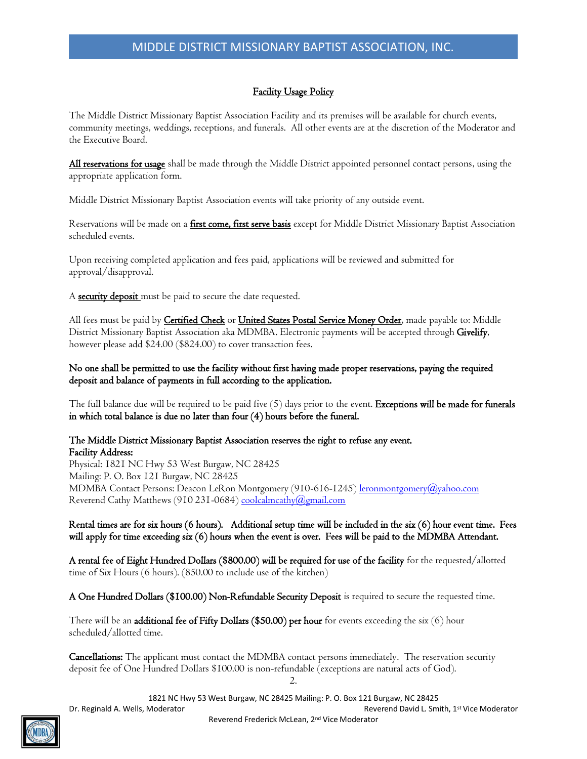# MIDDLE DISTRICT MISSIONARY BAPTIST ASSOCIATION, INC.

## Facility Usage Policy

The Middle District Missionary Baptist Association Facility and its premises will be available for church events, community meetings, weddings, receptions, and funerals. All other events are at the discretion of the Moderator and the Executive Board.

**All reservations for usage** shall be made through the Middle District appointed personnel contact persons, using the appropriate application form.

Middle District Missionary Baptist Association events will take priority of any outside event.

Reservations will be made on a **first come, first serve basis** except for Middle District Missionary Baptist Association scheduled events.

Upon receiving completed application and fees paid, applications will be reviewed and submitted for approval/disapproval.

A **security deposit** must be paid to secure the date requested.

All fees must be paid by **Certified Check** or **United States Postal Service Money Order**, made payable to: Middle District Missionary Baptist Association aka MDMBA. Electronic payments will be accepted through **Givelify**, however please add $24.00 ($824.00) to cover transaction fees.

**No one shall be permitted to use the facility without first having made proper reservations, paying the required deposit and balance of payments in full according to the application.**

The full balance due will be required to be paid five (5) days prior to the event. **Exceptions will be made for funerals in which total balance is due no later than four (4) hours before the funeral.**

**The Middle District Missionary Baptist Association reserves the right to refuse any event.**
**Facility Address:**
Physical: 1821 NC Hwy 53 West Burgaw, NC 28425
Mailing: P. O. Box 121 Burgaw, NC 28425
MDMBA Contact Persons: Deacon LeRon Montgomery (910-616-1245) leronmontgomery@yahoo.com
Reverend Cathy Matthews (910 231-0684) coolcalmcathy@gmail.com

**Rental times are for six hours (6 hours). Additional setup time will be included in the six (6) hour event time. Fees will apply for time exceeding six (6) hours when the event is over. Fees will be paid to the MDMBA Attendant.**

**A rental fee of Eight Hundred Dollars ($800.00) will be required for use of the facility** for the requested/allotted time of Six Hours (6 hours). (850.00 to include use of the kitchen)

**A One Hundred Dollars ($100.00) Non-Refundable Security Deposit** is required to secure the requested time.

There will be an **additional fee of Fifty Dollars ($50.00) per hour** for events exceeding the six (6) hour scheduled/allotted time.

**Cancellations:** The applicant must contact the MDMBA contact persons immediately. The reservation security deposit fee of One Hundred Dollars $100.00 is non-refundable (exceptions are natural acts of God).

1821 NC Hwy 53 West Burgaw, NC 28425 Mailing: P. O. Box 121 Burgaw, NC 28425
Dr. Reginald A. Wells, Moderator — Reverend David L. Smith, 1st Vice Moderator
Reverend Frederick McLean, 2nd Vice Moderator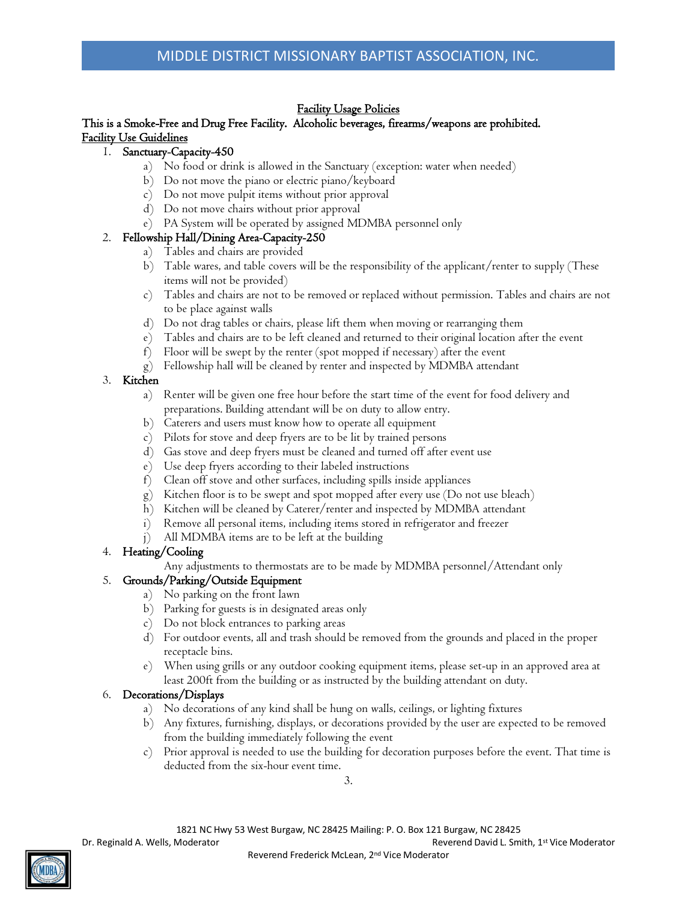## Facility Usage Policies

**This is a Smoke-Free and Drug Free Facility. Alcoholic beverages, firearms/weapons are prohibited.**

### Facility Use Guidelines

1. **Sanctuary-Capacity-450**
   a) No food or drink is allowed in the Sanctuary (exception: water when needed)
   b) Do not move the piano or electric piano/keyboard
   c) Do not move pulpit items without prior approval
   d) Do not move chairs without prior approval
   e) PA System will be operated by assigned MDMBA personnel only
2. **Fellowship Hall/Dining Area-Capacity-250**
   a) Tables and chairs are provided
   b) Table wares, and table covers will be the responsibility of the applicant/renter to supply (These items will not be provided)
   c) Tables and chairs are not to be removed or replaced without permission. Tables and chairs are not to be place against walls
   d) Do not drag tables or chairs, please lift them when moving or rearranging them
   e) Tables and chairs are to be left cleaned and returned to their original location after the event
   f) Floor will be swept by the renter (spot mopped if necessary) after the event
   g) Fellowship hall will be cleaned by renter and inspected by MDMBA attendant
3. **Kitchen**
   a) Renter will be given one free hour before the start time of the event for food delivery and preparations. Building attendant will be on duty to allow entry.
   b) Caterers and users must know how to operate all equipment
   c) Pilots for stove and deep fryers are to be lit by trained persons
   d) Gas stove and deep fryers must be cleaned and turned off after event use
   e) Use deep fryers according to their labeled instructions
   f) Clean off stove and other surfaces, including spills inside appliances
   g) Kitchen floor is to be swept and spot mopped after every use (Do not use bleach)
   h) Kitchen will be cleaned by Caterer/renter and inspected by MDMBA attendant
   i) Remove all personal items, including items stored in refrigerator and freezer
   j) All MDMBA items are to be left at the building
4. **Heating/Cooling**
   Any adjustments to thermostats are to be made by MDMBA personnel/Attendant only
5. **Grounds/Parking/Outside Equipment**
   a) No parking on the front lawn
   b) Parking for guests is in designated areas only
   c) Do not block entrances to parking areas
   d) For outdoor events, all and trash should be removed from the grounds and placed in the proper receptacle bins.
   e) When using grills or any outdoor cooking equipment items, please set-up in an approved area at least 200ft from the building or as instructed by the building attendant on duty.
6. **Decorations/Displays**
   a) No decorations of any kind shall be hung on walls, ceilings, or lighting fixtures
   b) Any fixtures, furnishing, displays, or decorations provided by the user are expected to be removed from the building immediately following the event
   c) Prior approval is needed to use the building for decoration purposes before the event. That time is deducted from the six-hour event time.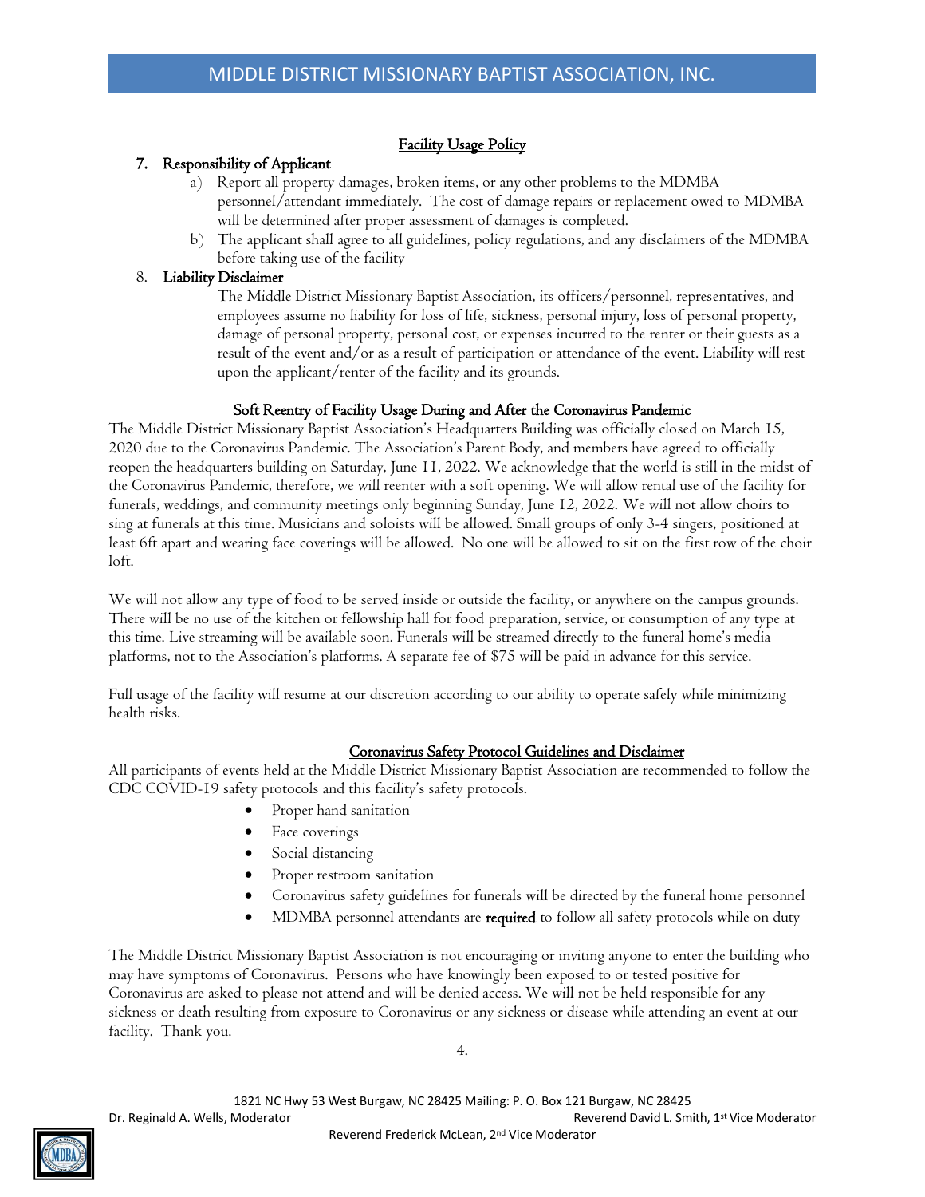## Facility Usage Policy

### 7. Responsibility of Applicant

a) Report all property damages, broken items, or any other problems to the MDMBA personnel/attendant immediately. The cost of damage repairs or replacement owed to MDMBA will be determined after proper assessment of damages is completed.

b) The applicant shall agree to all guidelines, policy regulations, and any disclaimers of the MDMBA before taking use of the facility

### 8. Liability Disclaimer

The Middle District Missionary Baptist Association, its officers/personnel, representatives, and employees assume no liability for loss of life, sickness, personal injury, loss of personal property, damage of personal property, personal cost, or expenses incurred to the renter or their guests as a result of the event and/or as a result of participation or attendance of the event. Liability will rest upon the applicant/renter of the facility and its grounds.

## Soft Reentry of Facility Usage During and After the Coronavirus Pandemic

The Middle District Missionary Baptist Association's Headquarters Building was officially closed on March 15, 2020 due to the Coronavirus Pandemic. The Association's Parent Body, and members have agreed to officially reopen the headquarters building on Saturday, June 11, 2022. We acknowledge that the world is still in the midst of the Coronavirus Pandemic, therefore, we will reenter with a soft opening. We will allow rental use of the facility for funerals, weddings, and community meetings only beginning Sunday, June 12, 2022. We will not allow choirs to sing at funerals at this time. Musicians and soloists will be allowed. Small groups of only 3-4 singers, positioned at least 6ft apart and wearing face coverings will be allowed. No one will be allowed to sit on the first row of the choir loft.

We will not allow any type of food to be served inside or outside the facility, or anywhere on the campus grounds. There will be no use of the kitchen or fellowship hall for food preparation, service, or consumption of any type at this time. Live streaming will be available soon. Funerals will be streamed directly to the funeral home's media platforms, not to the Association's platforms. A separate fee of $75 will be paid in advance for this service.

Full usage of the facility will resume at our discretion according to our ability to operate safely while minimizing health risks.

## Coronavirus Safety Protocol Guidelines and Disclaimer

All participants of events held at the Middle District Missionary Baptist Association are recommended to follow the CDC COVID-19 safety protocols and this facility's safety protocols.

- Proper hand sanitation
- Face coverings
- Social distancing
- Proper restroom sanitation
- Coronavirus safety guidelines for funerals will be directed by the funeral home personnel
- MDMBA personnel attendants are **required** to follow all safety protocols while on duty

The Middle District Missionary Baptist Association is not encouraging or inviting anyone to enter the building who may have symptoms of Coronavirus. Persons who have knowingly been exposed to or tested positive for Coronavirus are asked to please not attend and will be denied access. We will not be held responsible for any sickness or death resulting from exposure to Coronavirus or any sickness or disease while attending an event at our facility. Thank you.